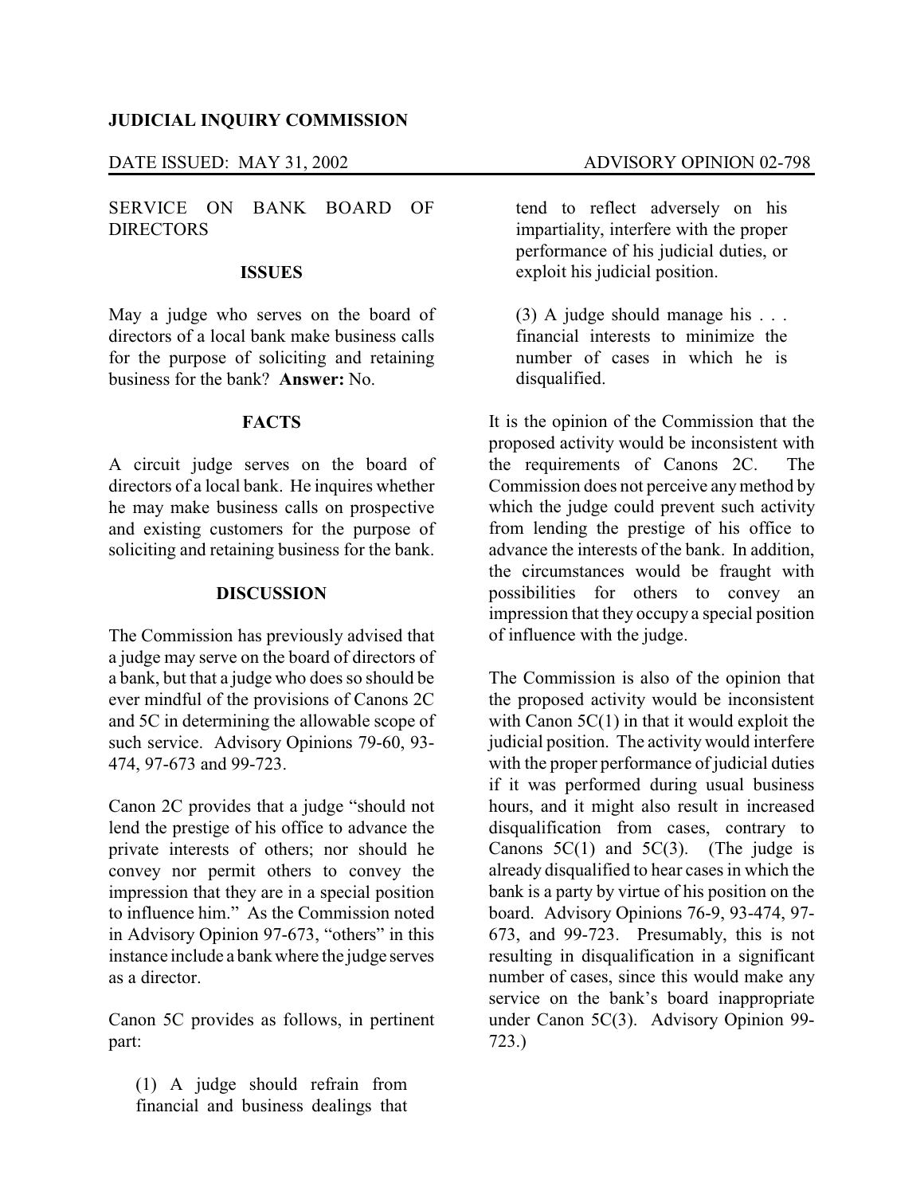**JUDICIAL INQUIRY COMMISSION**

DATE ISSUED: MAY 31, 2002 ADVISORY OPINION 02-798

SERVICE ON BANK BOARD OF DIRECTORS

## ISSUES

May a judge who serves on the board of directors of a local bank make business calls for the purpose of soliciting and retaining business for the bank? **Answer:** No.

## FACTS

A circuit judge serves on the board of directors of a local bank. He inquires whether he may make business calls on prospective and existing customers for the purpose of soliciting and retaining business for the bank.

## DISCUSSION

The Commission has previously advised that a judge may serve on the board of directors of a bank, but that a judge who does so should be ever mindful of the provisions of Canons 2C and 5C in determining the allowable scope of such service. Advisory Opinions 79-60, 93-474, 97-673 and 99-723.

Canon 2C provides that a judge "should not lend the prestige of his office to advance the private interests of others; nor should he convey nor permit others to convey the impression that they are in a special position to influence him." As the Commission noted in Advisory Opinion 97-673, "others" in this instance include a bank where the judge serves as a director.

Canon 5C provides as follows, in pertinent part:

> (1) A judge should refrain from financial and business dealings that tend to reflect adversely on his impartiality, interfere with the proper performance of his judicial duties, or exploit his judicial position.
>
> (3) A judge should manage his . . . financial interests to minimize the number of cases in which he is disqualified.

It is the opinion of the Commission that the proposed activity would be inconsistent with the requirements of Canons 2C. The Commission does not perceive any method by which the judge could prevent such activity from lending the prestige of his office to advance the interests of the bank. In addition, the circumstances would be fraught with possibilities for others to convey an impression that they occupy a special position of influence with the judge.

The Commission is also of the opinion that the proposed activity would be inconsistent with Canon 5C(1) in that it would exploit the judicial position. The activity would interfere with the proper performance of judicial duties if it was performed during usual business hours, and it might also result in increased disqualification from cases, contrary to Canons 5C(1) and 5C(3). (The judge is already disqualified to hear cases in which the bank is a party by virtue of his position on the board. Advisory Opinions 76-9, 93-474, 97-673, and 99-723. Presumably, this is not resulting in disqualification in a significant number of cases, since this would make any service on the bank's board inappropriate under Canon 5C(3). Advisory Opinion 99-723.)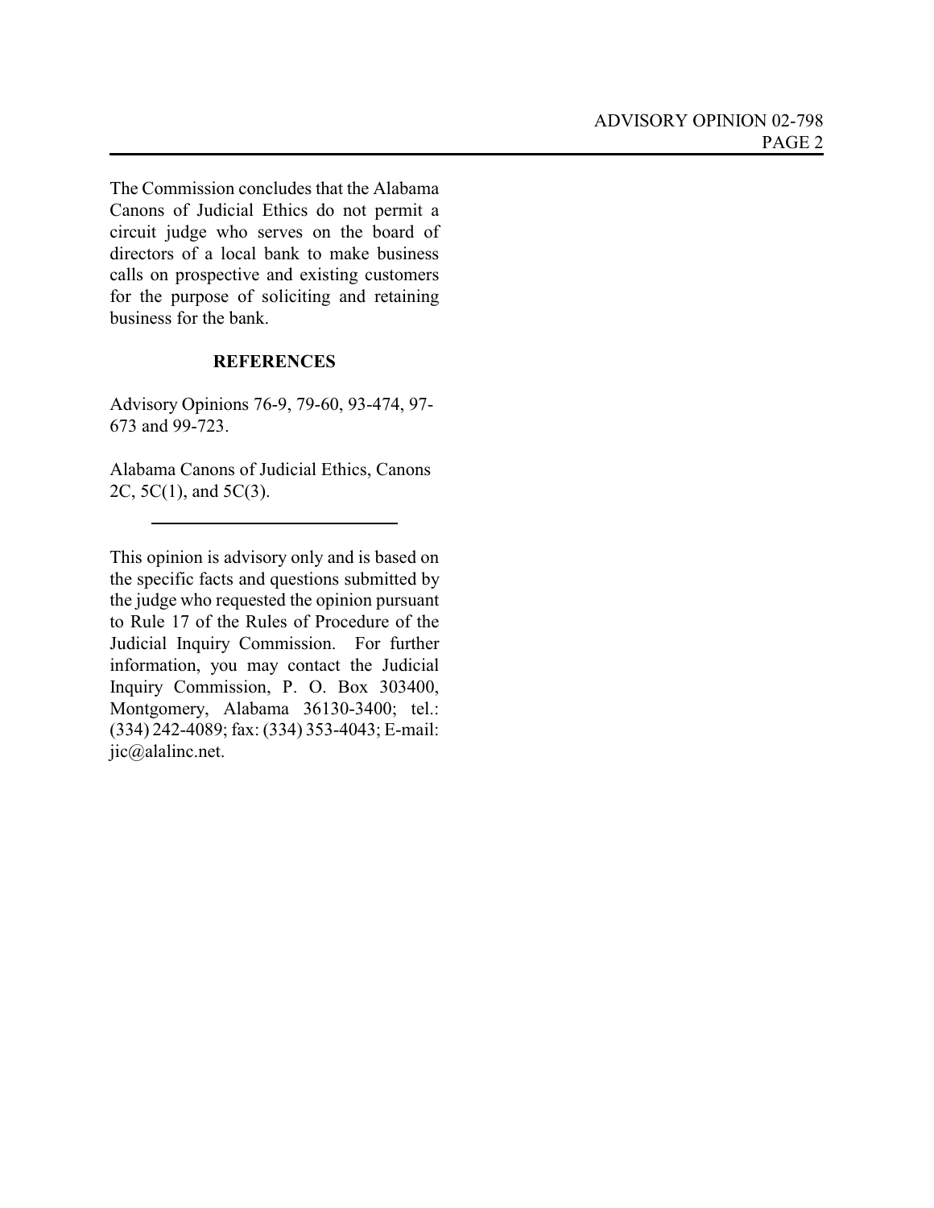The Commission concludes that the Alabama Canons of Judicial Ethics do not permit a circuit judge who serves on the board of directors of a local bank to make business calls on prospective and existing customers for the purpose of soliciting and retaining business for the bank.

## REFERENCES

Advisory Opinions 76-9, 79-60, 93-474, 97-673 and 99-723.

Alabama Canons of Judicial Ethics, Canons 2C, 5C(1), and 5C(3).

---

This opinion is advisory only and is based on the specific facts and questions submitted by the judge who requested the opinion pursuant to Rule 17 of the Rules of Procedure of the Judicial Inquiry Commission. For further information, you may contact the Judicial Inquiry Commission, P. O. Box 303400, Montgomery, Alabama 36130-3400; tel.: (334) 242-4089; fax: (334) 353-4043; E-mail: jic@alalinc.net.